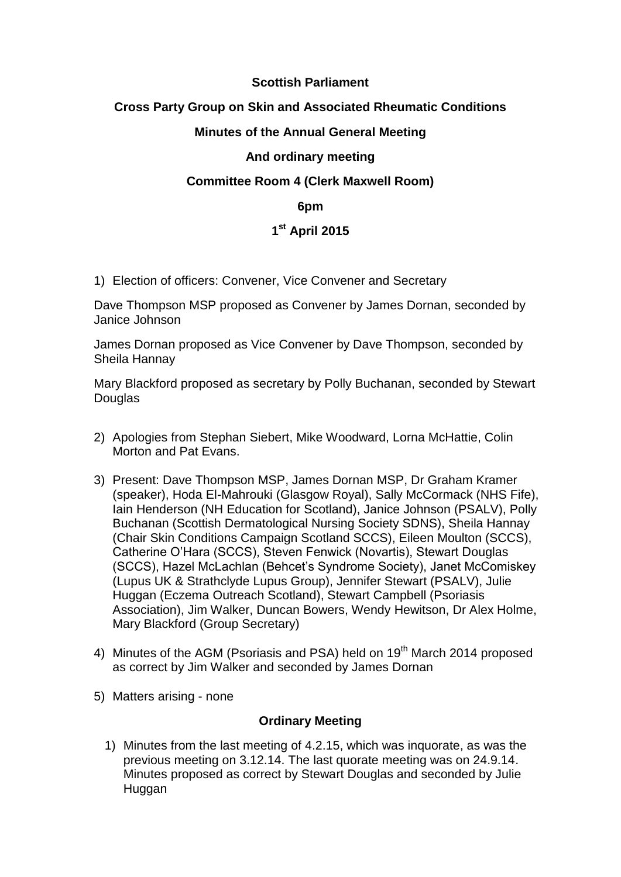**Scottish Parliament**

**Cross Party Group on Skin and Associated Rheumatic Conditions**

**Minutes of the Annual General Meeting**

**And ordinary meeting**

**Committee Room 4 (Clerk Maxwell Room)**

**6pm**

**1st April 2015**

1) Election of officers: Convener, Vice Convener and Secretary

Dave Thompson MSP proposed as Convener by James Dornan, seconded by Janice Johnson

James Dornan proposed as Vice Convener by Dave Thompson, seconded by Sheila Hannay

Mary Blackford proposed as secretary by Polly Buchanan, seconded by Stewart Douglas

2) Apologies from Stephan Siebert, Mike Woodward, Lorna McHattie, Colin Morton and Pat Evans.

3) Present: Dave Thompson MSP, James Dornan MSP, Dr Graham Kramer (speaker), Hoda El-Mahrouki (Glasgow Royal), Sally McCormack (NHS Fife), Iain Henderson (NH Education for Scotland), Janice Johnson (PSALV), Polly Buchanan (Scottish Dermatological Nursing Society SDNS), Sheila Hannay (Chair Skin Conditions Campaign Scotland SCCS), Eileen Moulton (SCCS), Catherine O'Hara (SCCS), Steven Fenwick (Novartis), Stewart Douglas (SCCS), Hazel McLachlan (Behcet's Syndrome Society), Janet McComiskey (Lupus UK & Strathclyde Lupus Group), Jennifer Stewart (PSALV), Julie Huggan (Eczema Outreach Scotland), Stewart Campbell (Psoriasis Association), Jim Walker, Duncan Bowers, Wendy Hewitson, Dr Alex Holme, Mary Blackford (Group Secretary)

4) Minutes of the AGM (Psoriasis and PSA) held on 19th March 2014 proposed as correct by Jim Walker and seconded by James Dornan

5) Matters arising - none

**Ordinary Meeting**

1) Minutes from the last meeting of 4.2.15, which was inquorate, as was the previous meeting on 3.12.14. The last quorate meeting was on 24.9.14. Minutes proposed as correct by Stewart Douglas and seconded by Julie Huggan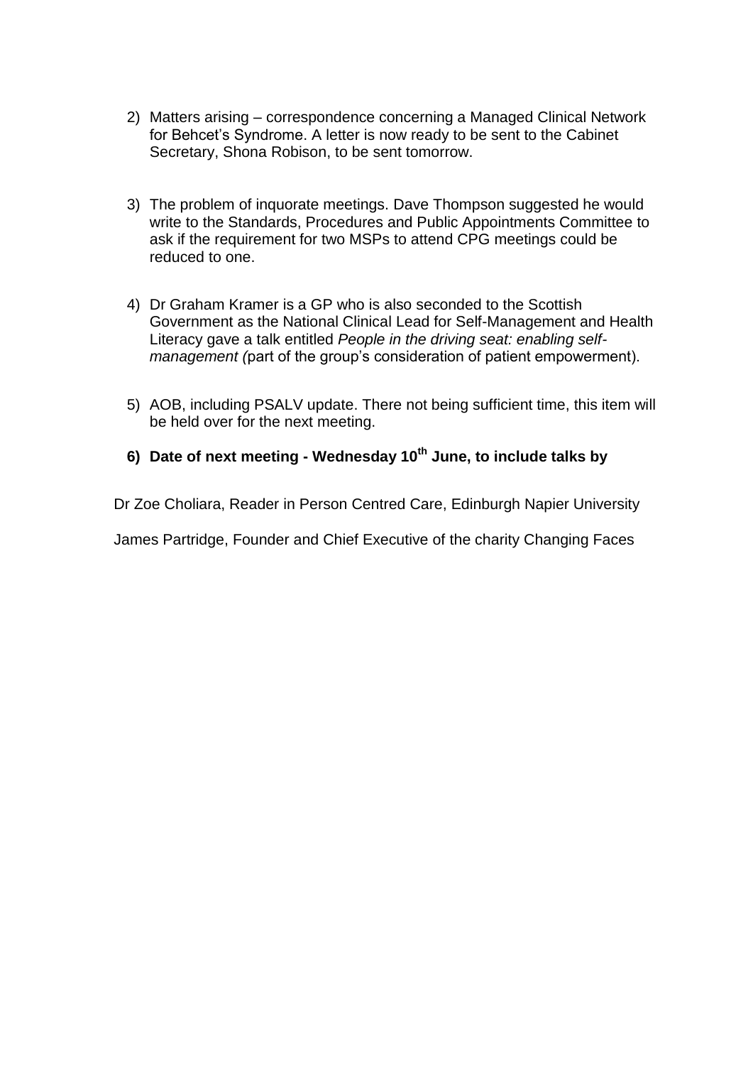2) Matters arising – correspondence concerning a Managed Clinical Network for Behcet's Syndrome. A letter is now ready to be sent to the Cabinet Secretary, Shona Robison, to be sent tomorrow.

3) The problem of inquorate meetings. Dave Thompson suggested he would write to the Standards, Procedures and Public Appointments Committee to ask if the requirement for two MSPs to attend CPG meetings could be reduced to one.

4) Dr Graham Kramer is a GP who is also seconded to the Scottish Government as the National Clinical Lead for Self-Management and Health Literacy gave a talk entitled *People in the driving seat: enabling self-management (*part of the group's consideration of patient empowerment).

5) AOB, including PSALV update. There not being sufficient time, this item will be held over for the next meeting.

6) **Date of next meeting - Wednesday 10th June, to include talks by**

Dr Zoe Choliara, Reader in Person Centred Care, Edinburgh Napier University

James Partridge, Founder and Chief Executive of the charity Changing Faces